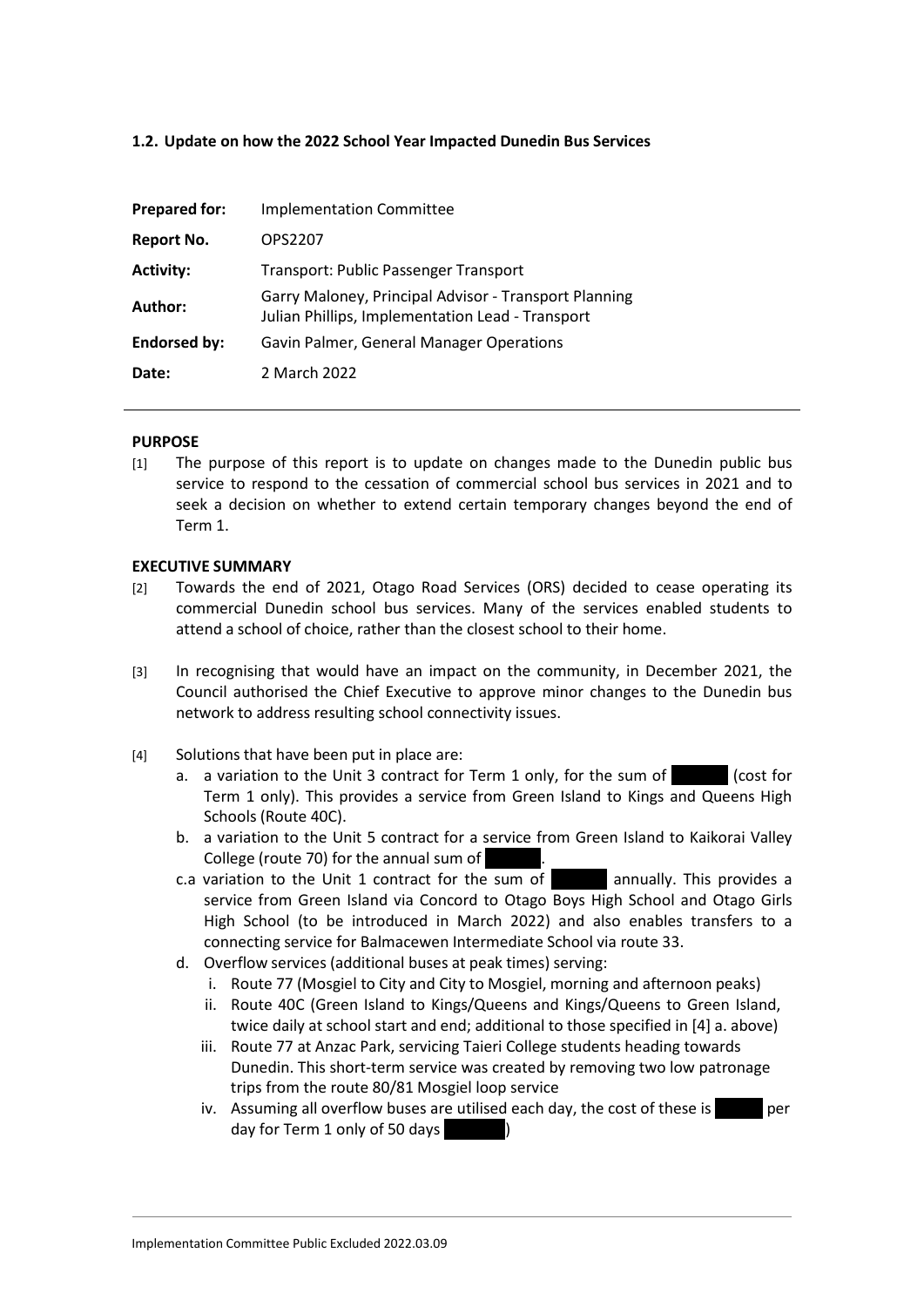### 1.2. Update on how the 2022 School Year Impacted Dunedin Bus Services

| | |
|---|---|
| **Prepared for:** | Implementation Committee |
| **Report No.** | OPS2207 |
| **Activity:** | Transport: Public Passenger Transport |
| **Author:** | Garry Maloney, Principal Advisor - Transport Planning<br>Julian Phillips, Implementation Lead - Transport |
| **Endorsed by:** | Gavin Palmer, General Manager Operations |
| **Date:** | 2 March 2022 |

---

**PURPOSE**

[1] The purpose of this report is to update on changes made to the Dunedin public bus service to respond to the cessation of commercial school bus services in 2021 and to seek a decision on whether to extend certain temporary changes beyond the end of Term 1.

**EXECUTIVE SUMMARY**

[2] Towards the end of 2021, Otago Road Services (ORS) decided to cease operating its commercial Dunedin school bus services. Many of the services enabled students to attend a school of choice, rather than the closest school to their home.

[3] In recognising that would have an impact on the community, in December 2021, the Council authorised the Chief Executive to approve minor changes to the Dunedin bus network to address resulting school connectivity issues.

[4] Solutions that have been put in place are:

a. a variation to the Unit 3 contract for Term 1 only, for the sum of ███ (cost for Term 1 only). This provides a service from Green Island to Kings and Queens High Schools (Route 40C).

b. a variation to the Unit 5 contract for a service from Green Island to Kaikorai Valley College (route 70) for the annual sum of ███.

c.a variation to the Unit 1 contract for the sum of ███ annually. This provides a service from Green Island via Concord to Otago Boys High School and Otago Girls High School (to be introduced in March 2022) and also enables transfers to a connecting service for Balmacewen Intermediate School via route 33.

d. Overflow services (additional buses at peak times) serving:

   i. Route 77 (Mosgiel to City and City to Mosgiel, morning and afternoon peaks)

   ii. Route 40C (Green Island to Kings/Queens and Kings/Queens to Green Island, twice daily at school start and end; additional to those specified in [4] a. above)

   iii. Route 77 at Anzac Park, servicing Taieri College students heading towards Dunedin. This short-term service was created by removing two low patronage trips from the route 80/81 Mosgiel loop service

   iv. Assuming all overflow buses are utilised each day, the cost of these is ███ per day for Term 1 only of 50 days ███)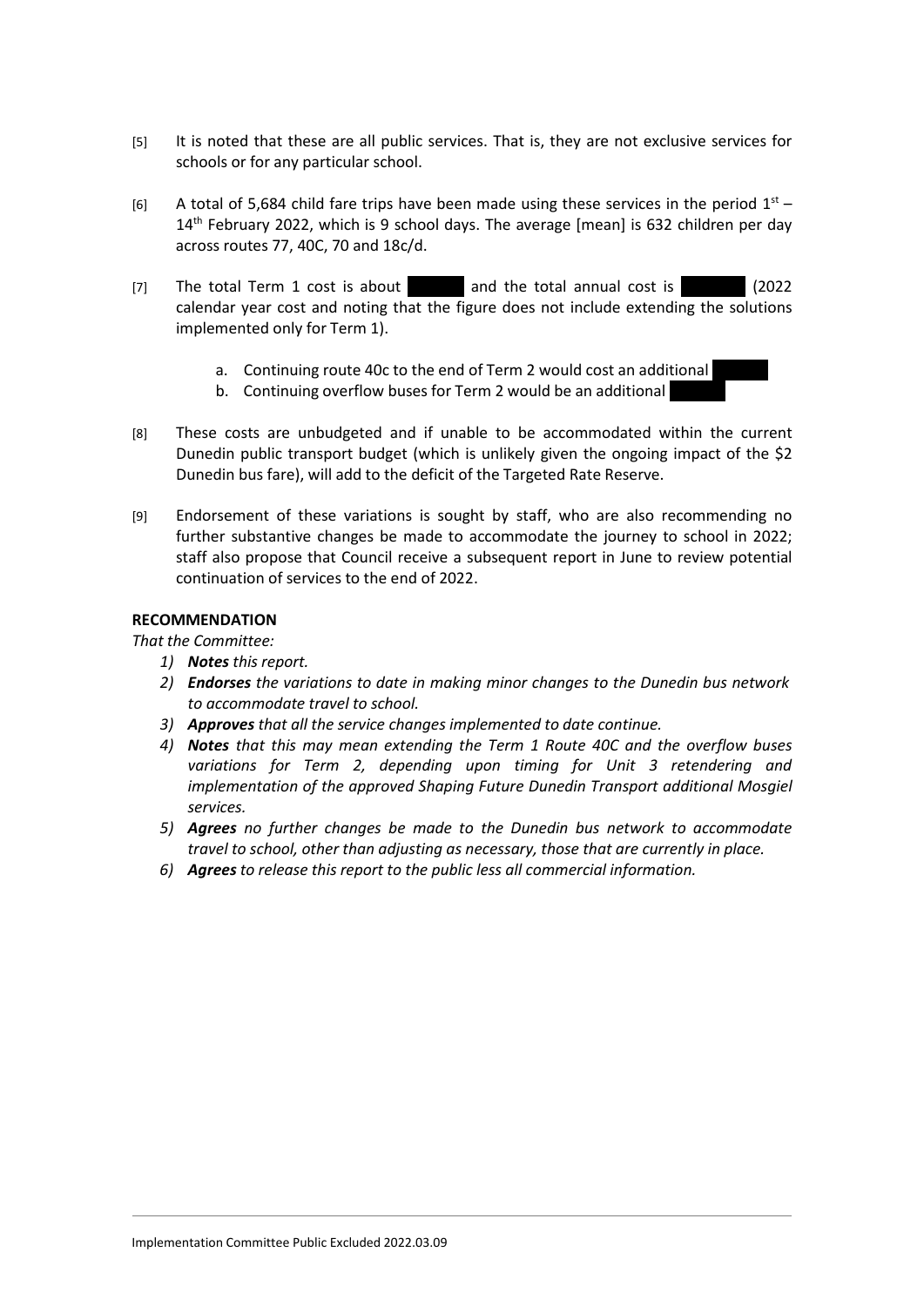[5] It is noted that these are all public services. That is, they are not exclusive services for schools or for any particular school.

[6] A total of 5,684 child fare trips have been made using these services in the period 1st – 14th February 2022, which is 9 school days. The average [mean] is 632 children per day across routes 77, 40C, 70 and 18c/d.

[7] The total Term 1 cost is about ██████ and the total annual cost is ███████ (2022 calendar year cost and noting that the figure does not include extending the solutions implemented only for Term 1).

a. Continuing route 40c to the end of Term 2 would cost an additional ██████
b. Continuing overflow buses for Term 2 would be an additional ██████

[8] These costs are unbudgeted and if unable to be accommodated within the current Dunedin public transport budget (which is unlikely given the ongoing impact of the $2 Dunedin bus fare), will add to the deficit of the Targeted Rate Reserve.

[9] Endorsement of these variations is sought by staff, who are also recommending no further substantive changes be made to accommodate the journey to school in 2022; staff also propose that Council receive a subsequent report in June to review potential continuation of services to the end of 2022.

**RECOMMENDATION**

*That the Committee:*

1) ***Notes*** *this report.*
2) ***Endorses*** *the variations to date in making minor changes to the Dunedin bus network to accommodate travel to school.*
3) ***Approves*** *that all the service changes implemented to date continue.*
4) ***Notes*** *that this may mean extending the Term 1 Route 40C and the overflow buses variations for Term 2, depending upon timing for Unit 3 retendering and implementation of the approved Shaping Future Dunedin Transport additional Mosgiel services.*
5) ***Agrees*** *no further changes be made to the Dunedin bus network to accommodate travel to school, other than adjusting as necessary, those that are currently in place.*
6) ***Agrees*** *to release this report to the public less all commercial information.*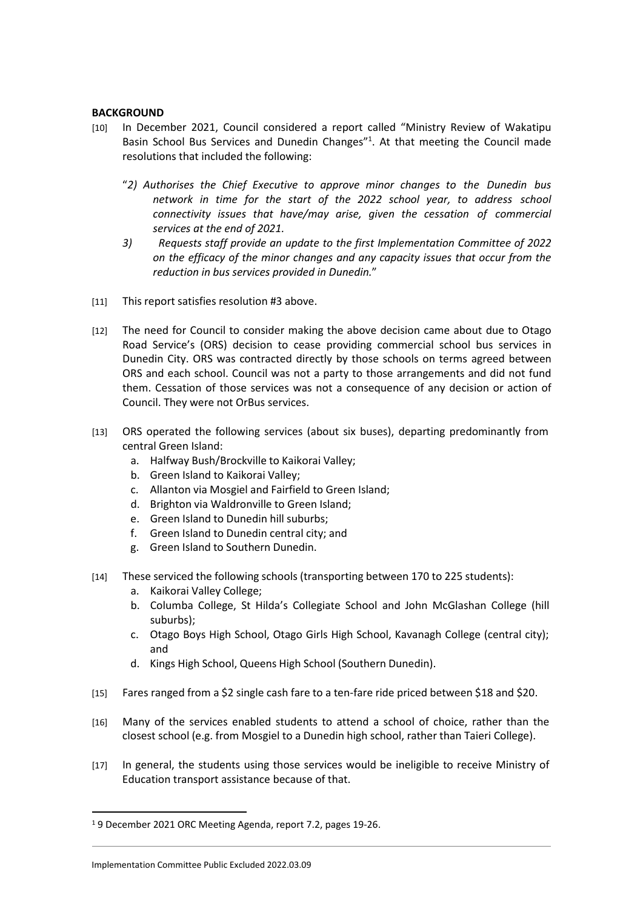**BACKGROUND**

[10] In December 2021, Council considered a report called "Ministry Review of Wakatipu Basin School Bus Services and Dunedin Changes"[1]. At that meeting the Council made resolutions that included the following:

"*2) Authorises the Chief Executive to approve minor changes to the Dunedin bus network in time for the start of the 2022 school year, to address school connectivity issues that have/may arise, given the cessation of commercial services at the end of 2021.*

*3) Requests staff provide an update to the first Implementation Committee of 2022 on the efficacy of the minor changes and any capacity issues that occur from the reduction in bus services provided in Dunedin.*"

[11] This report satisfies resolution #3 above.

[12] The need for Council to consider making the above decision came about due to Otago Road Service's (ORS) decision to cease providing commercial school bus services in Dunedin City. ORS was contracted directly by those schools on terms agreed between ORS and each school. Council was not a party to those arrangements and did not fund them. Cessation of those services was not a consequence of any decision or action of Council. They were not OrBus services.

[13] ORS operated the following services (about six buses), departing predominantly from central Green Island:

a. Halfway Bush/Brockville to Kaikorai Valley;
b. Green Island to Kaikorai Valley;
c. Allanton via Mosgiel and Fairfield to Green Island;
d. Brighton via Waldronville to Green Island;
e. Green Island to Dunedin hill suburbs;
f. Green Island to Dunedin central city; and
g. Green Island to Southern Dunedin.

[14] These serviced the following schools (transporting between 170 to 225 students):

a. Kaikorai Valley College;
b. Columba College, St Hilda's Collegiate School and John McGlashan College (hill suburbs);
c. Otago Boys High School, Otago Girls High School, Kavanagh College (central city); and
d. Kings High School, Queens High School (Southern Dunedin).

[15] Fares ranged from a $2 single cash fare to a ten-fare ride priced between $18 and $20.

[16] Many of the services enabled students to attend a school of choice, rather than the closest school (e.g. from Mosgiel to a Dunedin high school, rather than Taieri College).

[17] In general, the students using those services would be ineligible to receive Ministry of Education transport assistance because of that.

[1] 9 December 2021 ORC Meeting Agenda, report 7.2, pages 19-26.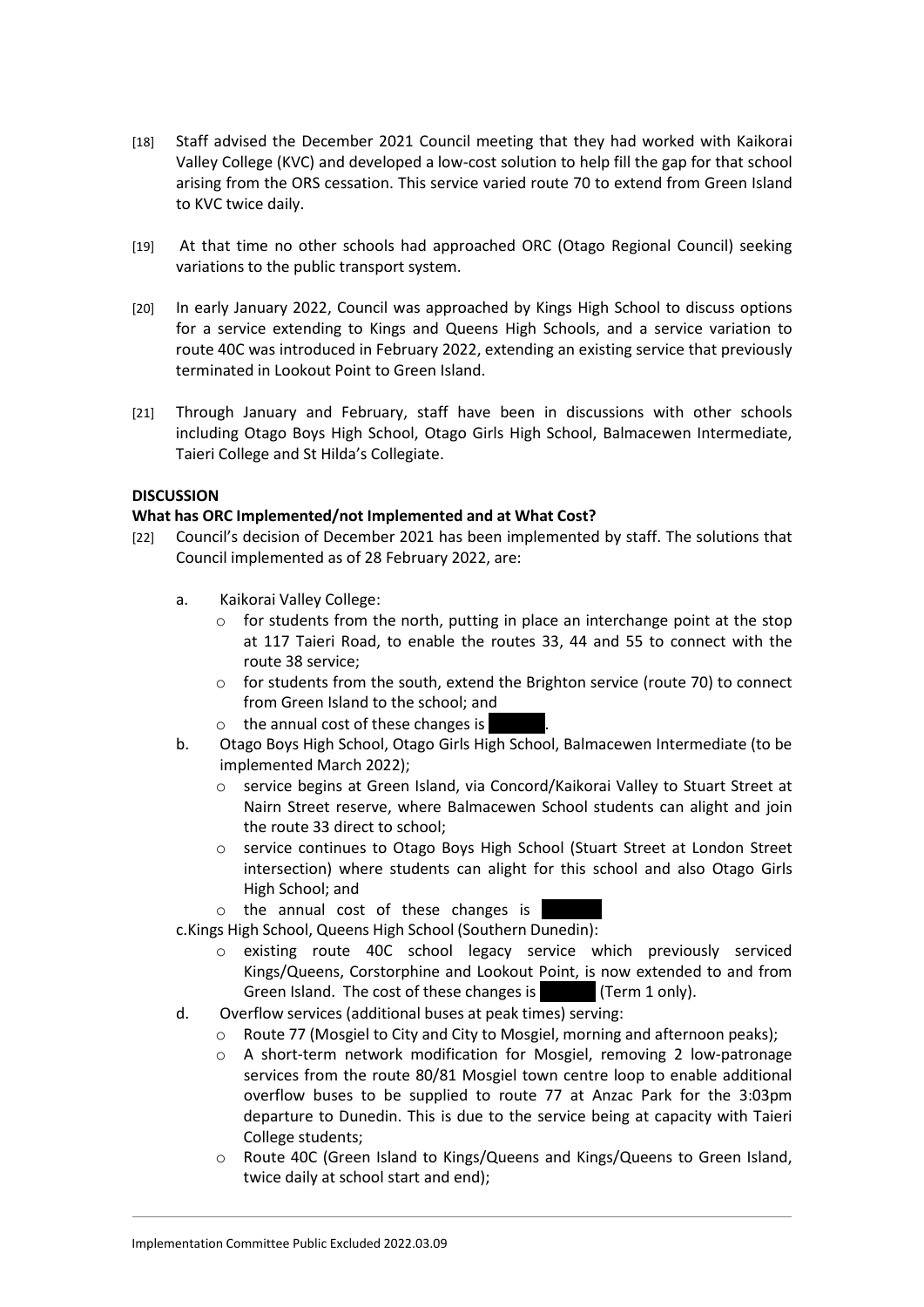[18] Staff advised the December 2021 Council meeting that they had worked with Kaikorai Valley College (KVC) and developed a low-cost solution to help fill the gap for that school arising from the ORS cessation. This service varied route 70 to extend from Green Island to KVC twice daily.

[19] At that time no other schools had approached ORC (Otago Regional Council) seeking variations to the public transport system.

[20] In early January 2022, Council was approached by Kings High School to discuss options for a service extending to Kings and Queens High Schools, and a service variation to route 40C was introduced in February 2022, extending an existing service that previously terminated in Lookout Point to Green Island.

[21] Through January and February, staff have been in discussions with other schools including Otago Boys High School, Otago Girls High School, Balmacewen Intermediate, Taieri College and St Hilda's Collegiate.

**DISCUSSION**

**What has ORC Implemented/not Implemented and at What Cost?**

[22] Council's decision of December 2021 has been implemented by staff. The solutions that Council implemented as of 28 February 2022, are:

a. Kaikorai Valley College:
   - for students from the north, putting in place an interchange point at the stop at 117 Taieri Road, to enable the routes 33, 44 and 55 to connect with the route 38 service;
   - for students from the south, extend the Brighton service (route 70) to connect from Green Island to the school; and
   - the annual cost of these changes is [redacted].

b. Otago Boys High School, Otago Girls High School, Balmacewen Intermediate (to be implemented March 2022);
   - service begins at Green Island, via Concord/Kaikorai Valley to Stuart Street at Nairn Street reserve, where Balmacewen School students can alight and join the route 33 direct to school;
   - service continues to Otago Boys High School (Stuart Street at London Street intersection) where students can alight for this school and also Otago Girls High School; and
   - the annual cost of these changes is [redacted]

c. Kings High School, Queens High School (Southern Dunedin):
   - existing route 40C school legacy service which previously serviced Kings/Queens, Corstorphine and Lookout Point, is now extended to and from Green Island. The cost of these changes is [redacted] (Term 1 only).

d. Overflow services (additional buses at peak times) serving:
   - Route 77 (Mosgiel to City and City to Mosgiel, morning and afternoon peaks);
   - A short-term network modification for Mosgiel, removing 2 low-patronage services from the route 80/81 Mosgiel town centre loop to enable additional overflow buses to be supplied to route 77 at Anzac Park for the 3:03pm departure to Dunedin. This is due to the service being at capacity with Taieri College students;
   - Route 40C (Green Island to Kings/Queens and Kings/Queens to Green Island, twice daily at school start and end);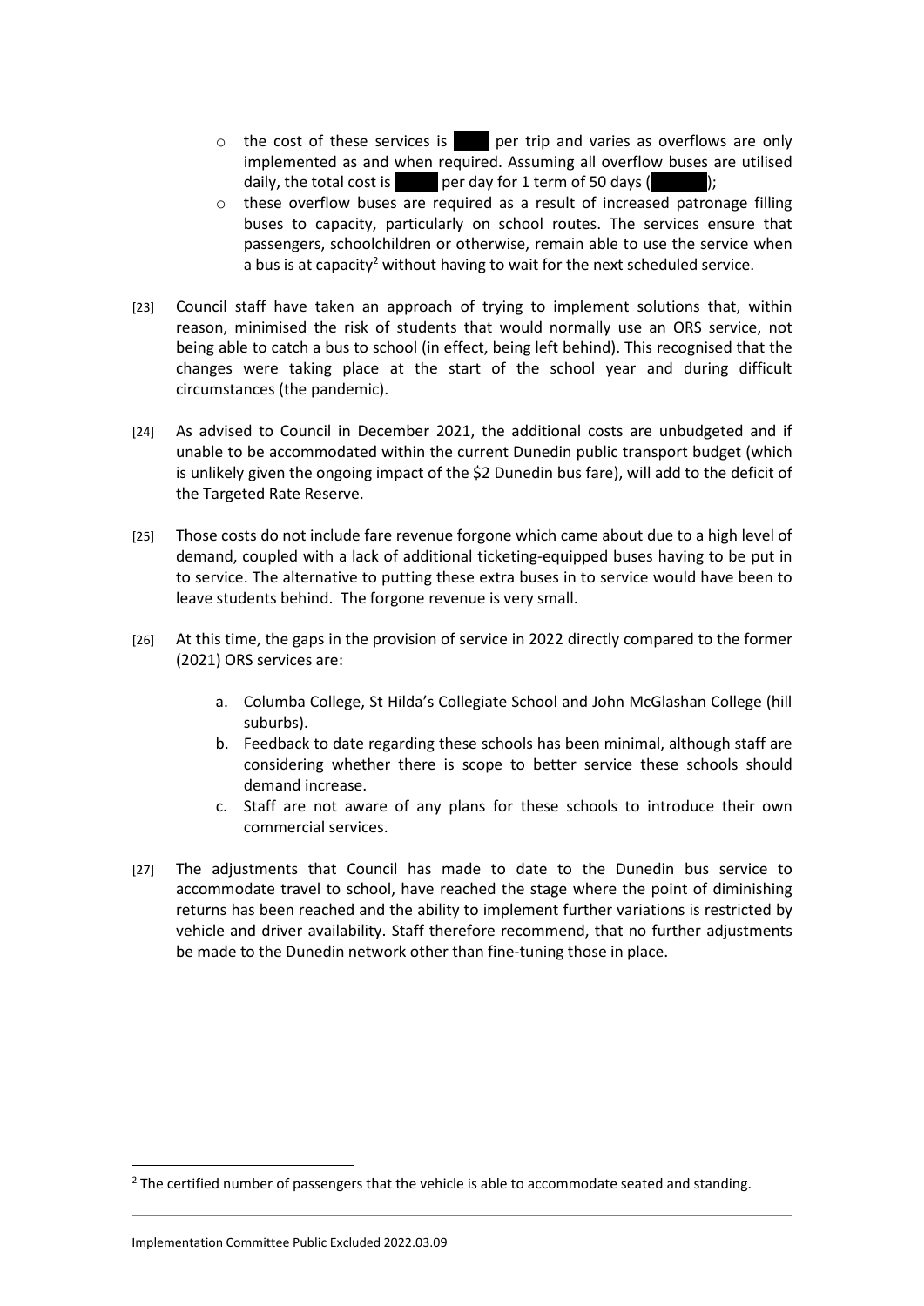- the cost of these services is [redacted] per trip and varies as overflows are only implemented as and when required. Assuming all overflow buses are utilised daily, the total cost is [redacted] per day for 1 term of 50 days ([redacted]);
- these overflow buses are required as a result of increased patronage filling buses to capacity, particularly on school routes. The services ensure that passengers, schoolchildren or otherwise, remain able to use the service when a bus is at capacity[2] without having to wait for the next scheduled service.

[23] Council staff have taken an approach of trying to implement solutions that, within reason, minimised the risk of students that would normally use an ORS service, not being able to catch a bus to school (in effect, being left behind). This recognised that the changes were taking place at the start of the school year and during difficult circumstances (the pandemic).

[24] As advised to Council in December 2021, the additional costs are unbudgeted and if unable to be accommodated within the current Dunedin public transport budget (which is unlikely given the ongoing impact of the $2 Dunedin bus fare), will add to the deficit of the Targeted Rate Reserve.

[25] Those costs do not include fare revenue forgone which came about due to a high level of demand, coupled with a lack of additional ticketing-equipped buses having to be put in to service. The alternative to putting these extra buses in to service would have been to leave students behind. The forgone revenue is very small.

[26] At this time, the gaps in the provision of service in 2022 directly compared to the former (2021) ORS services are:

a. Columba College, St Hilda's Collegiate School and John McGlashan College (hill suburbs).
b. Feedback to date regarding these schools has been minimal, although staff are considering whether there is scope to better service these schools should demand increase.
c. Staff are not aware of any plans for these schools to introduce their own commercial services.

[27] The adjustments that Council has made to date to the Dunedin bus service to accommodate travel to school, have reached the stage where the point of diminishing returns has been reached and the ability to implement further variations is restricted by vehicle and driver availability. Staff therefore recommend, that no further adjustments be made to the Dunedin network other than fine-tuning those in place.

[2] The certified number of passengers that the vehicle is able to accommodate seated and standing.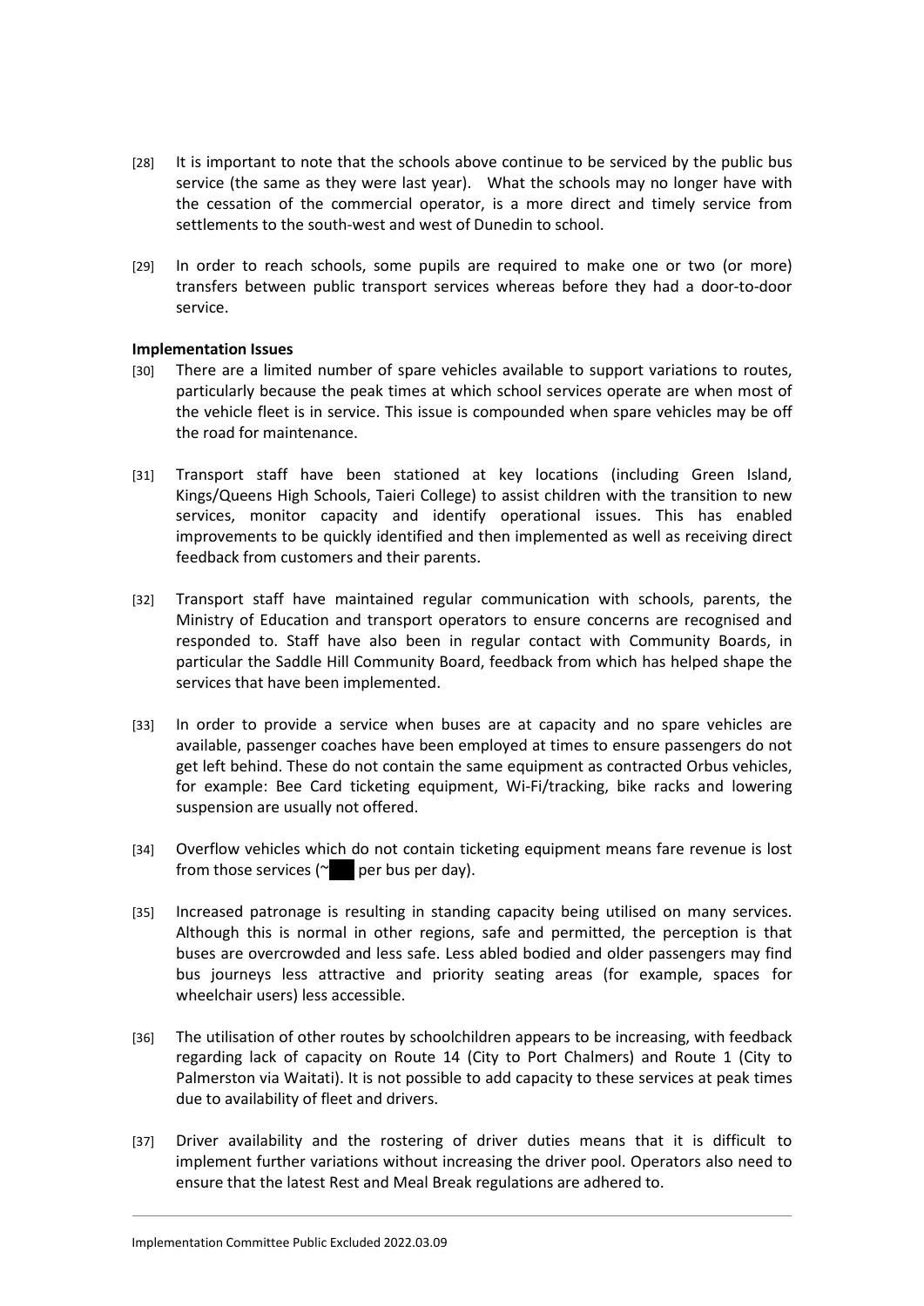[28] It is important to note that the schools above continue to be serviced by the public bus service (the same as they were last year). What the schools may no longer have with the cessation of the commercial operator, is a more direct and timely service from settlements to the south-west and west of Dunedin to school.

[29] In order to reach schools, some pupils are required to make one or two (or more) transfers between public transport services whereas before they had a door-to-door service.

**Implementation Issues**

[30] There are a limited number of spare vehicles available to support variations to routes, particularly because the peak times at which school services operate are when most of the vehicle fleet is in service. This issue is compounded when spare vehicles may be off the road for maintenance.

[31] Transport staff have been stationed at key locations (including Green Island, Kings/Queens High Schools, Taieri College) to assist children with the transition to new services, monitor capacity and identify operational issues. This has enabled improvements to be quickly identified and then implemented as well as receiving direct feedback from customers and their parents.

[32] Transport staff have maintained regular communication with schools, parents, the Ministry of Education and transport operators to ensure concerns are recognised and responded to. Staff have also been in regular contact with Community Boards, in particular the Saddle Hill Community Board, feedback from which has helped shape the services that have been implemented.

[33] In order to provide a service when buses are at capacity and no spare vehicles are available, passenger coaches have been employed at times to ensure passengers do not get left behind. These do not contain the same equipment as contracted Orbus vehicles, for example: Bee Card ticketing equipment, Wi-Fi/tracking, bike racks and lowering suspension are usually not offered.

[34] Overflow vehicles which do not contain ticketing equipment means fare revenue is lost from those services (~ per bus per day).

[35] Increased patronage is resulting in standing capacity being utilised on many services. Although this is normal in other regions, safe and permitted, the perception is that buses are overcrowded and less safe. Less abled bodied and older passengers may find bus journeys less attractive and priority seating areas (for example, spaces for wheelchair users) less accessible.

[36] The utilisation of other routes by schoolchildren appears to be increasing, with feedback regarding lack of capacity on Route 14 (City to Port Chalmers) and Route 1 (City to Palmerston via Waitati). It is not possible to add capacity to these services at peak times due to availability of fleet and drivers.

[37] Driver availability and the rostering of driver duties means that it is difficult to implement further variations without increasing the driver pool. Operators also need to ensure that the latest Rest and Meal Break regulations are adhered to.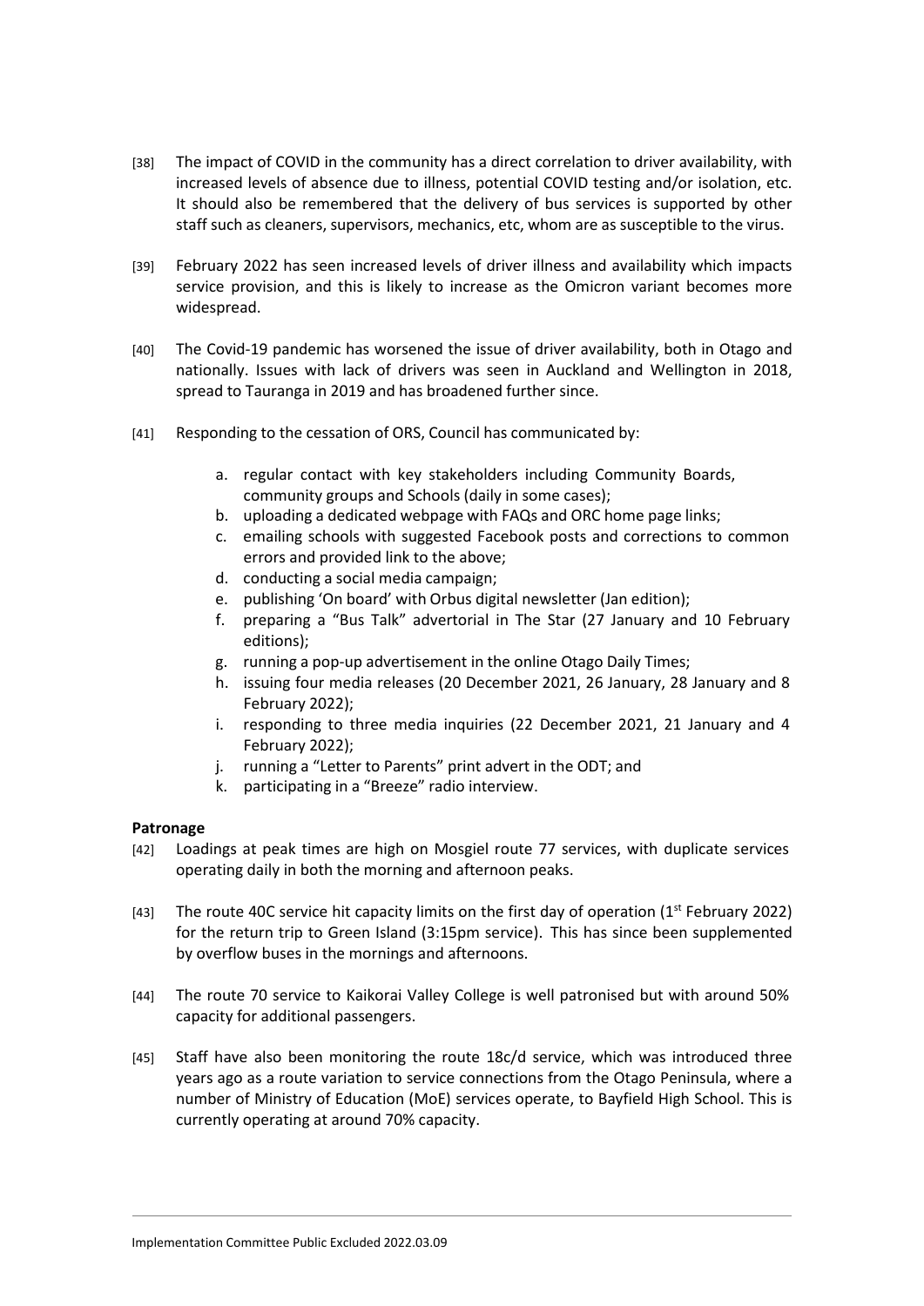[38] The impact of COVID in the community has a direct correlation to driver availability, with increased levels of absence due to illness, potential COVID testing and/or isolation, etc. It should also be remembered that the delivery of bus services is supported by other staff such as cleaners, supervisors, mechanics, etc, whom are as susceptible to the virus.

[39] February 2022 has seen increased levels of driver illness and availability which impacts service provision, and this is likely to increase as the Omicron variant becomes more widespread.

[40] The Covid-19 pandemic has worsened the issue of driver availability, both in Otago and nationally. Issues with lack of drivers was seen in Auckland and Wellington in 2018, spread to Tauranga in 2019 and has broadened further since.

[41] Responding to the cessation of ORS, Council has communicated by:

a. regular contact with key stakeholders including Community Boards, community groups and Schools (daily in some cases);
b. uploading a dedicated webpage with FAQs and ORC home page links;
c. emailing schools with suggested Facebook posts and corrections to common errors and provided link to the above;
d. conducting a social media campaign;
e. publishing 'On board' with Orbus digital newsletter (Jan edition);
f. preparing a "Bus Talk" advertorial in The Star (27 January and 10 February editions);
g. running a pop-up advertisement in the online Otago Daily Times;
h. issuing four media releases (20 December 2021, 26 January, 28 January and 8 February 2022);
i. responding to three media inquiries (22 December 2021, 21 January and 4 February 2022);
j. running a "Letter to Parents" print advert in the ODT; and
k. participating in a "Breeze" radio interview.

**Patronage**

[42] Loadings at peak times are high on Mosgiel route 77 services, with duplicate services operating daily in both the morning and afternoon peaks.

[43] The route 40C service hit capacity limits on the first day of operation (1st February 2022) for the return trip to Green Island (3:15pm service). This has since been supplemented by overflow buses in the mornings and afternoons.

[44] The route 70 service to Kaikorai Valley College is well patronised but with around 50% capacity for additional passengers.

[45] Staff have also been monitoring the route 18c/d service, which was introduced three years ago as a route variation to service connections from the Otago Peninsula, where a number of Ministry of Education (MoE) services operate, to Bayfield High School. This is currently operating at around 70% capacity.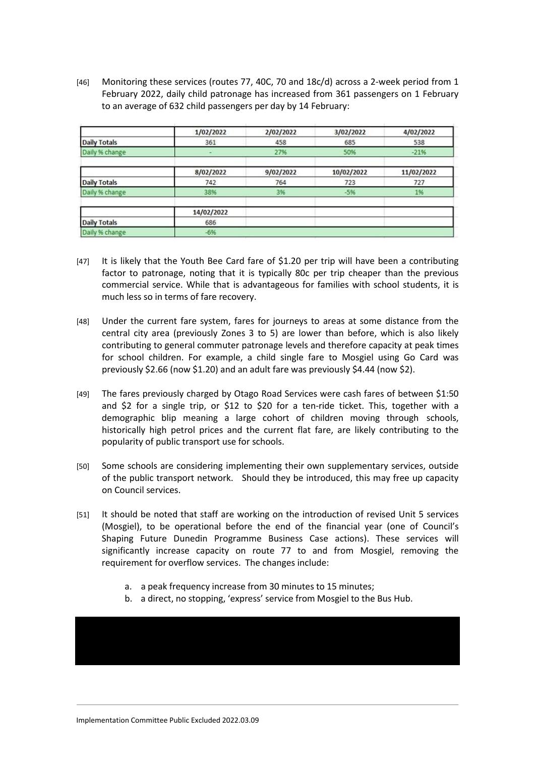[46] Monitoring these services (routes 77, 40C, 70 and 18c/d) across a 2-week period from 1 February 2022, daily child patronage has increased from 361 passengers on 1 February to an average of 632 child passengers per day by 14 February:

| | 1/02/2022 | 2/02/2022 | 3/02/2022 | 4/02/2022 |
|---|---|---|---|---|
| Daily Totals | 361 | 458 | 685 | 538 |
| Daily % change | - | 27% | 50% | -21% |

| | 8/02/2022 | 9/02/2022 | 10/02/2022 | 11/02/2022 |
|---|---|---|---|---|
| Daily Totals | 742 | 764 | 723 | 727 |
| Daily % change | 38% | 3% | -5% | 1% |

| | 14/02/2022 | | | |
|---|---|---|---|---|
| Daily Totals | 686 | | | |
| Daily % change | -6% | | | |

[47] It is likely that the Youth Bee Card fare of $1.20 per trip will have been a contributing factor to patronage, noting that it is typically 80c per trip cheaper than the previous commercial service. While that is advantageous for families with school students, it is much less so in terms of fare recovery.

[48] Under the current fare system, fares for journeys to areas at some distance from the central city area (previously Zones 3 to 5) are lower than before, which is also likely contributing to general commuter patronage levels and therefore capacity at peak times for school children. For example, a child single fare to Mosgiel using Go Card was previously $2.66 (now $1.20) and an adult fare was previously $4.44 (now $2).

[49] The fares previously charged by Otago Road Services were cash fares of between $1:50 and $2 for a single trip, or $12 to $20 for a ten-ride ticket. This, together with a demographic blip meaning a large cohort of children moving through schools, historically high petrol prices and the current flat fare, are likely contributing to the popularity of public transport use for schools.

[50] Some schools are considering implementing their own supplementary services, outside of the public transport network. Should they be introduced, this may free up capacity on Council services.

[51] It should be noted that staff are working on the introduction of revised Unit 5 services (Mosgiel), to be operational before the end of the financial year (one of Council's Shaping Future Dunedin Programme Business Case actions). These services will significantly increase capacity on route 77 to and from Mosgiel, removing the requirement for overflow services. The changes include:

a. a peak frequency increase from 30 minutes to 15 minutes;
b. a direct, no stopping, 'express' service from Mosgiel to the Bus Hub.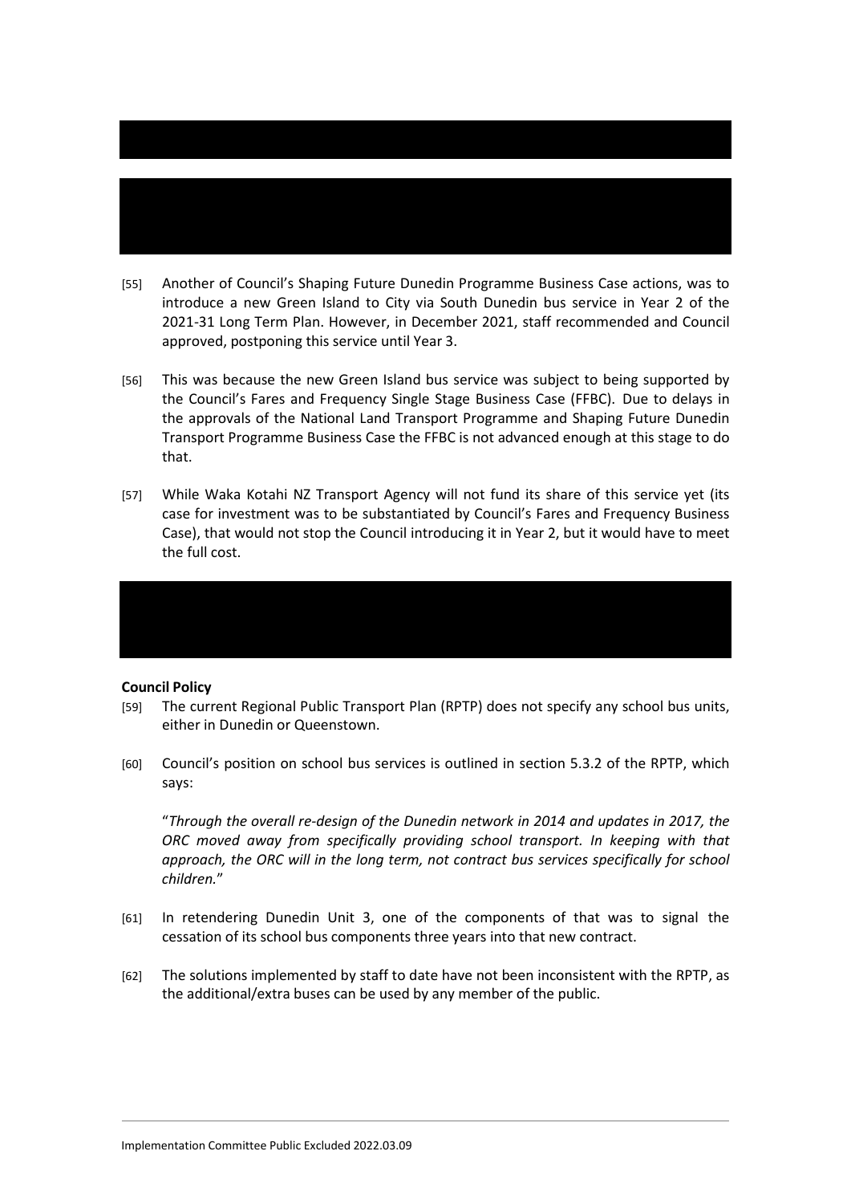[55] Another of Council's Shaping Future Dunedin Programme Business Case actions, was to introduce a new Green Island to City via South Dunedin bus service in Year 2 of the 2021-31 Long Term Plan. However, in December 2021, staff recommended and Council approved, postponing this service until Year 3.

[56] This was because the new Green Island bus service was subject to being supported by the Council's Fares and Frequency Single Stage Business Case (FFBC). Due to delays in the approvals of the National Land Transport Programme and Shaping Future Dunedin Transport Programme Business Case the FFBC is not advanced enough at this stage to do that.

[57] While Waka Kotahi NZ Transport Agency will not fund its share of this service yet (its case for investment was to be substantiated by Council's Fares and Frequency Business Case), that would not stop the Council introducing it in Year 2, but it would have to meet the full cost.

**Council Policy**

[59] The current Regional Public Transport Plan (RPTP) does not specify any school bus units, either in Dunedin or Queenstown.

[60] Council's position on school bus services is outlined in section 5.3.2 of the RPTP, which says:

"*Through the overall re-design of the Dunedin network in 2014 and updates in 2017, the ORC moved away from specifically providing school transport. In keeping with that approach, the ORC will in the long term, not contract bus services specifically for school children.*"

[61] In retendering Dunedin Unit 3, one of the components of that was to signal the cessation of its school bus components three years into that new contract.

[62] The solutions implemented by staff to date have not been inconsistent with the RPTP, as the additional/extra buses can be used by any member of the public.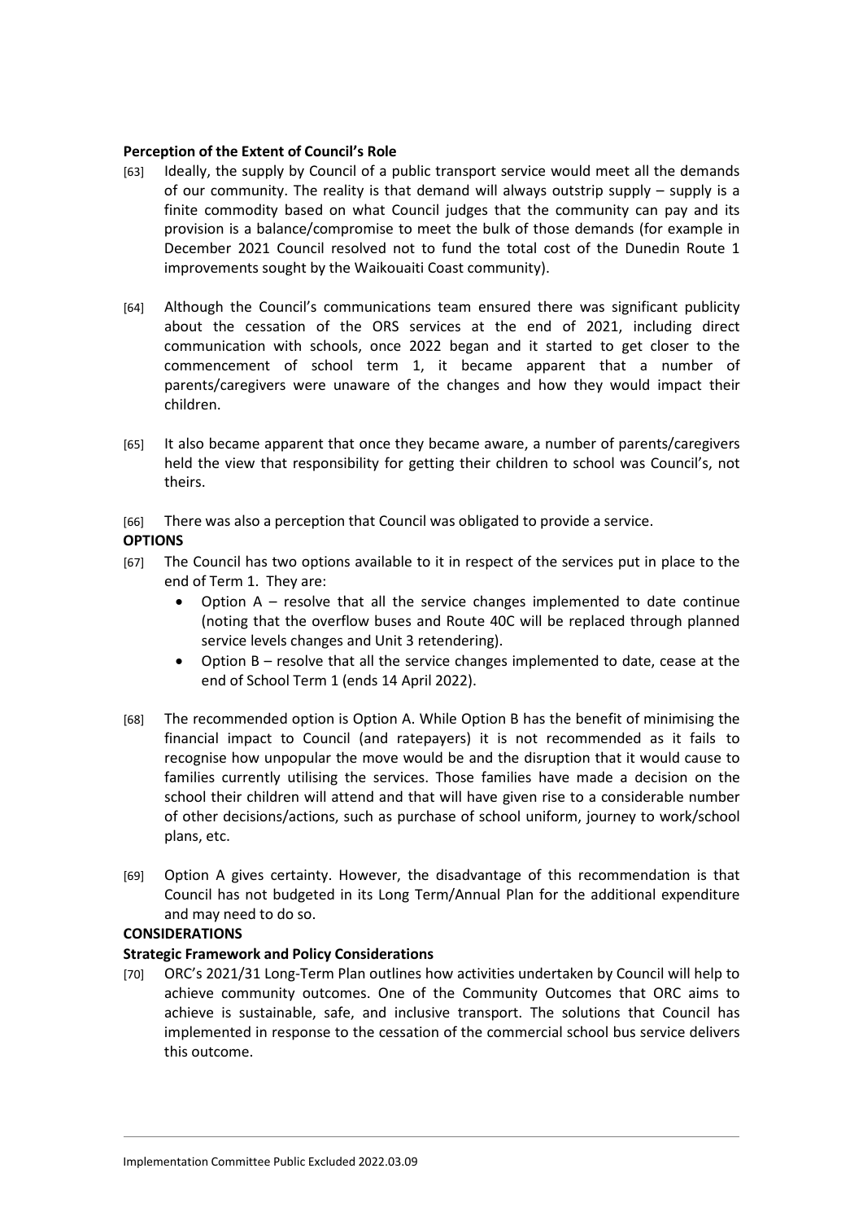**Perception of the Extent of Council's Role**

[63] Ideally, the supply by Council of a public transport service would meet all the demands of our community. The reality is that demand will always outstrip supply – supply is a finite commodity based on what Council judges that the community can pay and its provision is a balance/compromise to meet the bulk of those demands (for example in December 2021 Council resolved not to fund the total cost of the Dunedin Route 1 improvements sought by the Waikouaiti Coast community).

[64] Although the Council's communications team ensured there was significant publicity about the cessation of the ORS services at the end of 2021, including direct communication with schools, once 2022 began and it started to get closer to the commencement of school term 1, it became apparent that a number of parents/caregivers were unaware of the changes and how they would impact their children.

[65] It also became apparent that once they became aware, a number of parents/caregivers held the view that responsibility for getting their children to school was Council's, not theirs.

[66] There was also a perception that Council was obligated to provide a service.

**OPTIONS**

[67] The Council has two options available to it in respect of the services put in place to the end of Term 1. They are:

- Option A – resolve that all the service changes implemented to date continue (noting that the overflow buses and Route 40C will be replaced through planned service levels changes and Unit 3 retendering).
- Option B – resolve that all the service changes implemented to date, cease at the end of School Term 1 (ends 14 April 2022).

[68] The recommended option is Option A. While Option B has the benefit of minimising the financial impact to Council (and ratepayers) it is not recommended as it fails to recognise how unpopular the move would be and the disruption that it would cause to families currently utilising the services. Those families have made a decision on the school their children will attend and that will have given rise to a considerable number of other decisions/actions, such as purchase of school uniform, journey to work/school plans, etc.

[69] Option A gives certainty. However, the disadvantage of this recommendation is that Council has not budgeted in its Long Term/Annual Plan for the additional expenditure and may need to do so.

**CONSIDERATIONS**

**Strategic Framework and Policy Considerations**

[70] ORC's 2021/31 Long-Term Plan outlines how activities undertaken by Council will help to achieve community outcomes. One of the Community Outcomes that ORC aims to achieve is sustainable, safe, and inclusive transport. The solutions that Council has implemented in response to the cessation of the commercial school bus service delivers this outcome.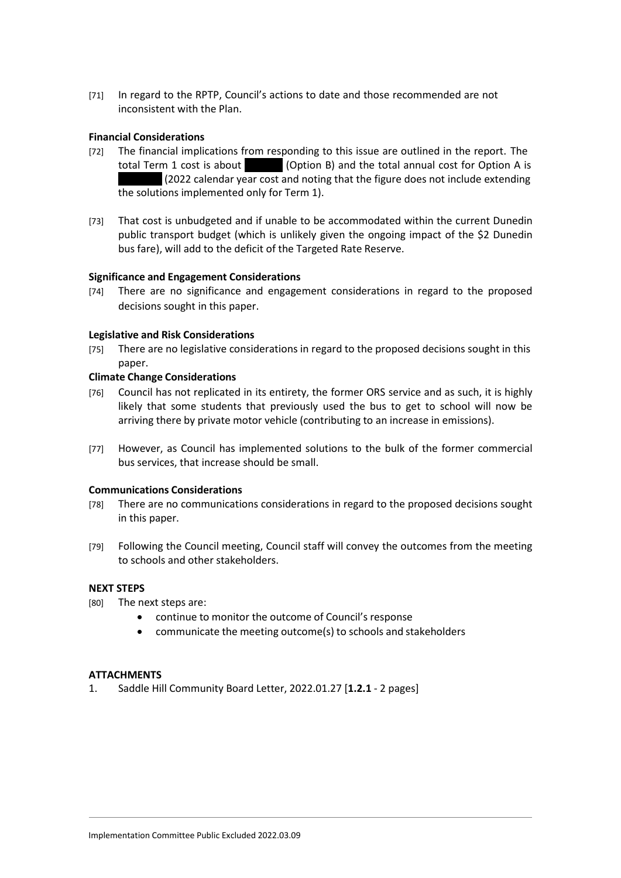[71] In regard to the RPTP, Council's actions to date and those recommended are not inconsistent with the Plan.

**Financial Considerations**

[72] The financial implications from responding to this issue are outlined in the report. The total Term 1 cost is about ██████ (Option B) and the total annual cost for Option A is ███████ (2022 calendar year cost and noting that the figure does not include extending the solutions implemented only for Term 1).

[73] That cost is unbudgeted and if unable to be accommodated within the current Dunedin public transport budget (which is unlikely given the ongoing impact of the $2 Dunedin bus fare), will add to the deficit of the Targeted Rate Reserve.

**Significance and Engagement Considerations**

[74] There are no significance and engagement considerations in regard to the proposed decisions sought in this paper.

**Legislative and Risk Considerations**

[75] There are no legislative considerations in regard to the proposed decisions sought in this paper.

**Climate Change Considerations**

[76] Council has not replicated in its entirety, the former ORS service and as such, it is highly likely that some students that previously used the bus to get to school will now be arriving there by private motor vehicle (contributing to an increase in emissions).

[77] However, as Council has implemented solutions to the bulk of the former commercial bus services, that increase should be small.

**Communications Considerations**

[78] There are no communications considerations in regard to the proposed decisions sought in this paper.

[79] Following the Council meeting, Council staff will convey the outcomes from the meeting to schools and other stakeholders.

**NEXT STEPS**

[80] The next steps are:

- continue to monitor the outcome of Council's response
- communicate the meeting outcome(s) to schools and stakeholders

**ATTACHMENTS**

1. Saddle Hill Community Board Letter, 2022.01.27 [**1.2.1** - 2 pages]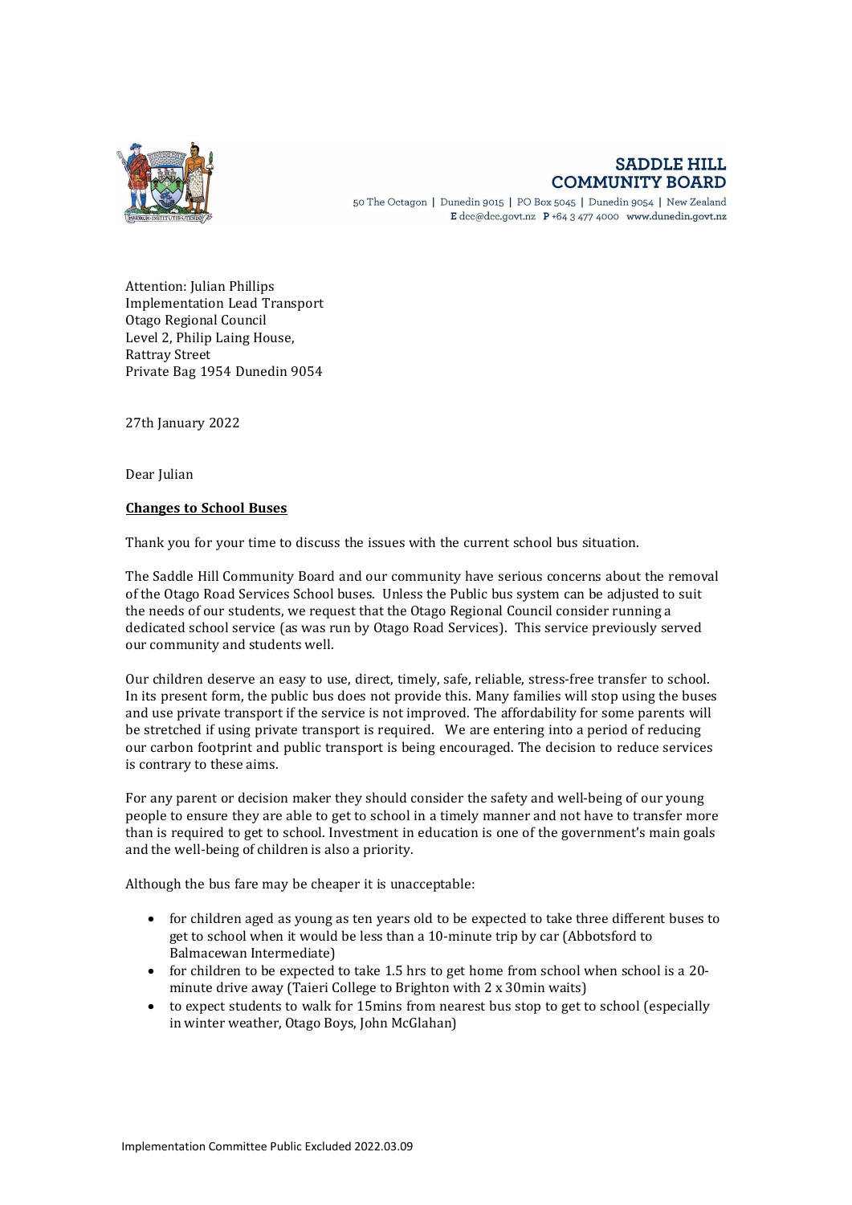**SADDLE HILL COMMUNITY BOARD**

50 The Octagon | Dunedin 9015 | PO Box 5045 | Dunedin 9054 | New Zealand
E dcc@dcc.govt.nz P +64 3 477 4000 www.dunedin.govt.nz

Attention: Julian Phillips
Implementation Lead Transport
Otago Regional Council
Level 2, Philip Laing House,
Rattray Street
Private Bag 1954 Dunedin 9054

27th January 2022

Dear Julian

**Changes to School Buses**

Thank you for your time to discuss the issues with the current school bus situation.

The Saddle Hill Community Board and our community have serious concerns about the removal of the Otago Road Services School buses. Unless the Public bus system can be adjusted to suit the needs of our students, we request that the Otago Regional Council consider running a dedicated school service (as was run by Otago Road Services). This service previously served our community and students well.

Our children deserve an easy to use, direct, timely, safe, reliable, stress-free transfer to school. In its present form, the public bus does not provide this. Many families will stop using the buses and use private transport if the service is not improved. The affordability for some parents will be stretched if using private transport is required. We are entering into a period of reducing our carbon footprint and public transport is being encouraged. The decision to reduce services is contrary to these aims.

For any parent or decision maker they should consider the safety and well-being of our young people to ensure they are able to get to school in a timely manner and not have to transfer more than is required to get to school. Investment in education is one of the government's main goals and the well-being of children is also a priority.

Although the bus fare may be cheaper it is unacceptable:

- for children aged as young as ten years old to be expected to take three different buses to get to school when it would be less than a 10-minute trip by car (Abbotsford to Balmacewan Intermediate)
- for children to be expected to take 1.5 hrs to get home from school when school is a 20-minute drive away (Taieri College to Brighton with 2 x 30min waits)
- to expect students to walk for 15mins from nearest bus stop to get to school (especially in winter weather, Otago Boys, John McGlahan)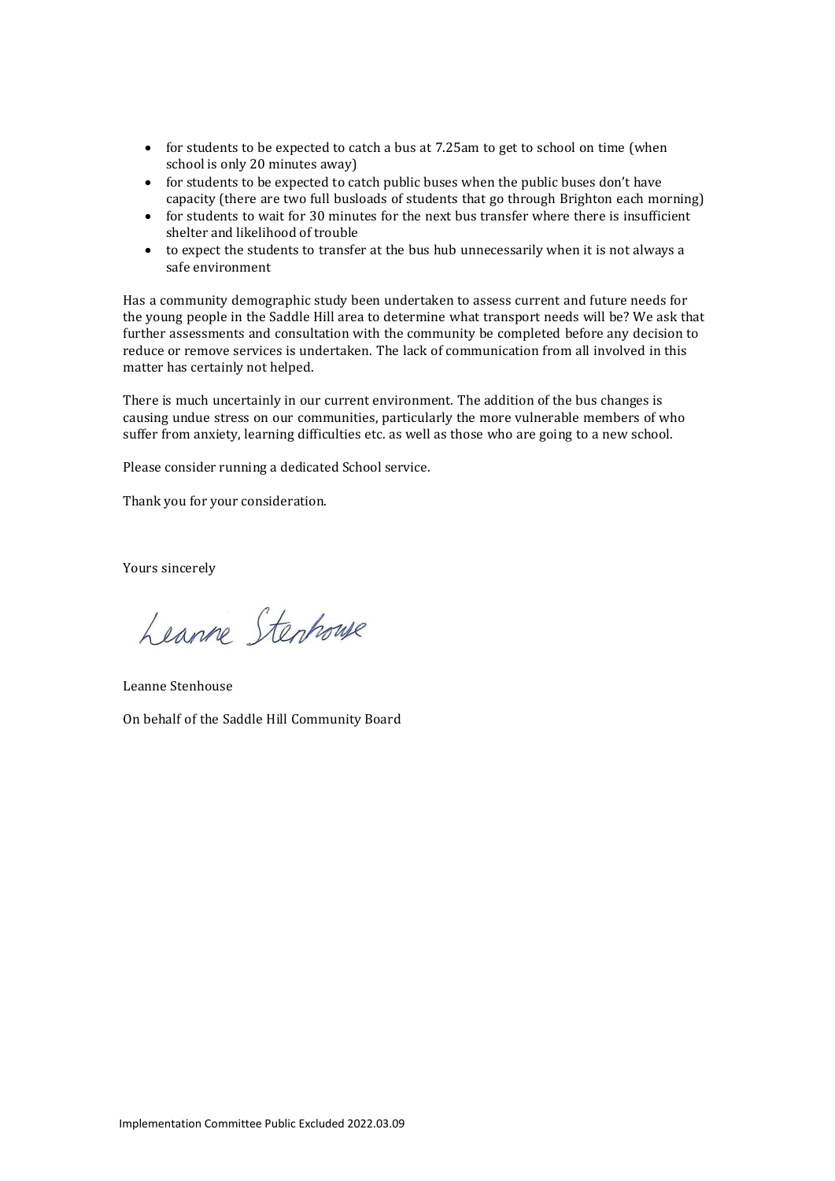- for students to be expected to catch a bus at 7.25am to get to school on time (when school is only 20 minutes away)
- for students to be expected to catch public buses when the public buses don't have capacity (there are two full busloads of students that go through Brighton each morning)
- for students to wait for 30 minutes for the next bus transfer where there is insufficient shelter and likelihood of trouble
- to expect the students to transfer at the bus hub unnecessarily when it is not always a safe environment

Has a community demographic study been undertaken to assess current and future needs for the young people in the Saddle Hill area to determine what transport needs will be? We ask that further assessments and consultation with the community be completed before any decision to reduce or remove services is undertaken. The lack of communication from all involved in this matter has certainly not helped.

There is much uncertainly in our current environment. The addition of the bus changes is causing undue stress on our communities, particularly the more vulnerable members of who suffer from anxiety, learning difficulties etc. as well as those who are going to a new school.

Please consider running a dedicated School service.

Thank you for your consideration.

Yours sincerely

Leanne Stenhouse

Leanne Stenhouse

On behalf of the Saddle Hill Community Board

Implementation Committee Public Excluded 2022.03.09